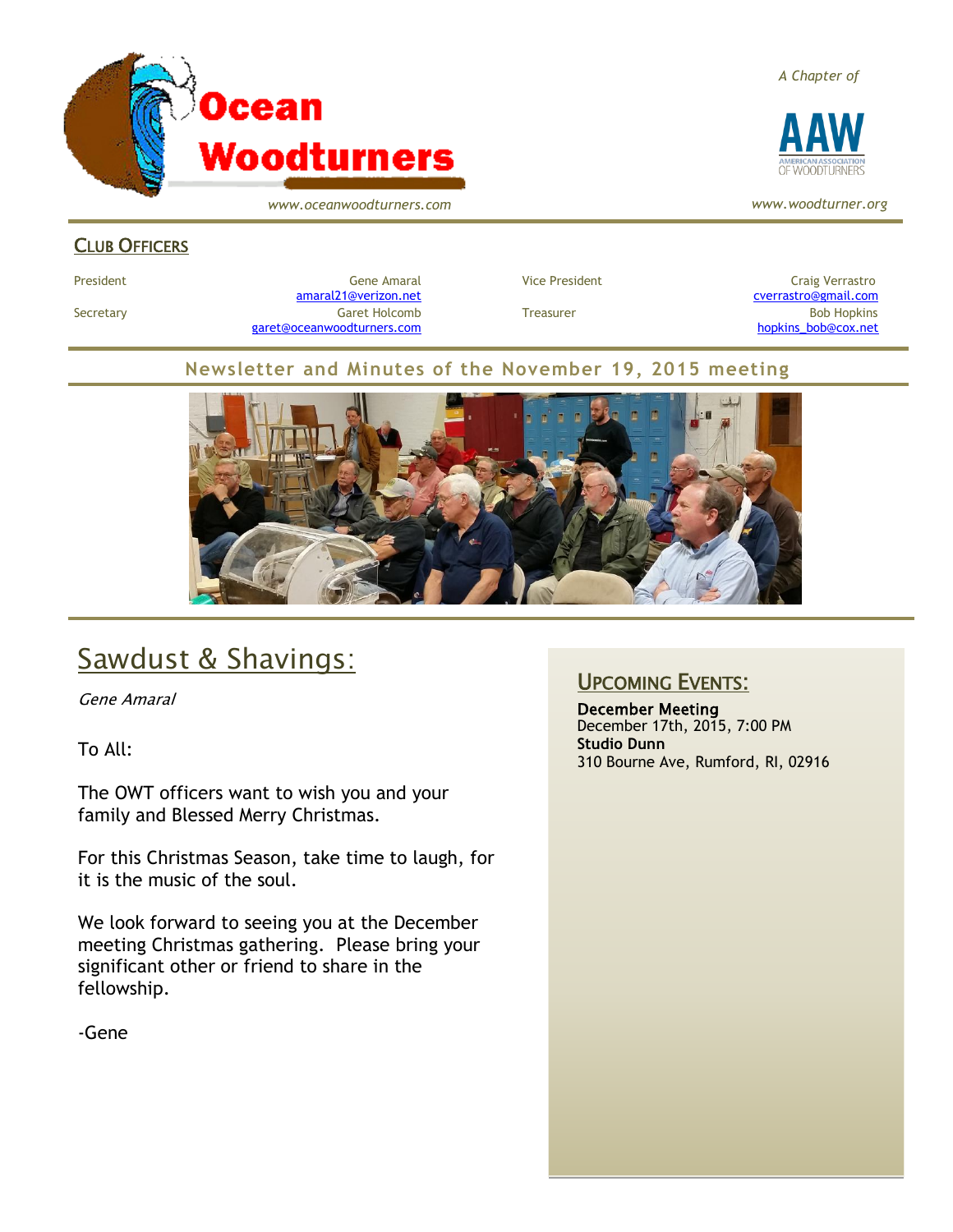# Ocean Woodturners

*www.oceanwoodturners.com*

*A Chapter of*

AAW — American Association of Woodturners

*www.woodturner.org*

## Club Officers

| | | | |
|---|---|---|---|
| President | Gene Amaral<br>amaral21@verizon.net | Vice President | Craig Verrastro<br>cverrastro@gmail.com |
| Secretary | Garet Holcomb<br>garet@oceanwoodturners.com | Treasurer | Bob Hopkins<br>hopkins_bob@cox.net |

## Newsletter and Minutes of the November 19, 2015 meeting

# Sawdust & Shavings:

*Gene Amaral*

To All:

The OWT officers want to wish you and your family and Blessed Merry Christmas.

For this Christmas Season, take time to laugh, for it is the music of the soul.

We look forward to seeing you at the December meeting Christmas gathering. Please bring your significant other or friend to share in the fellowship.

-Gene

## Upcoming Events:

**December Meeting**
December 17th, 2015, 7:00 PM
**Studio Dunn**
310 Bourne Ave, Rumford, RI, 02916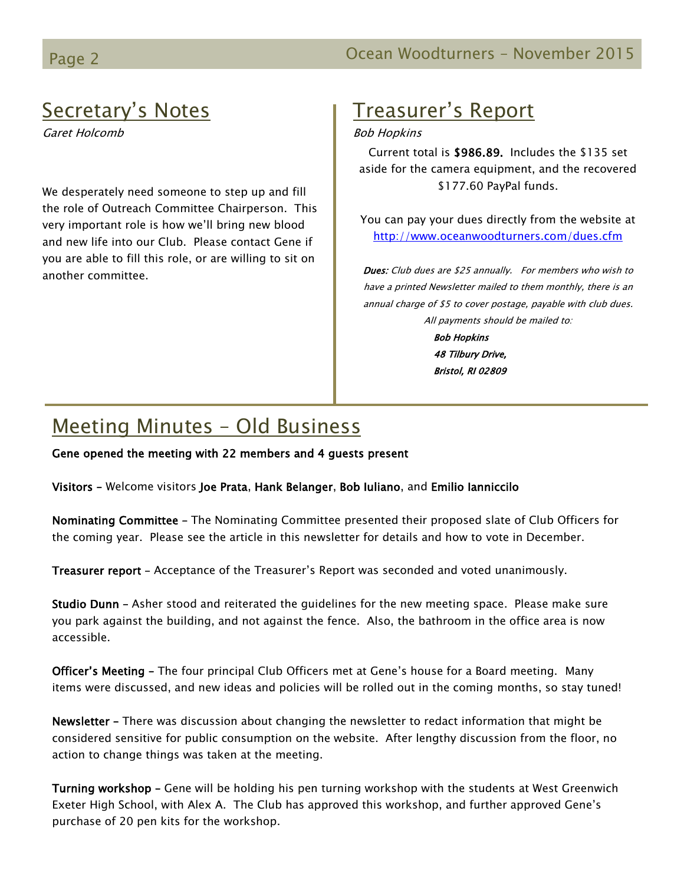## Secretary's Notes

*Garet Holcomb*

We desperately need someone to step up and fill the role of Outreach Committee Chairperson. This very important role is how we'll bring new blood and new life into our Club. Please contact Gene if you are able to fill this role, or are willing to sit on another committee.

## Treasurer's Report

*Bob Hopkins*

Current total is **$986.89.** Includes the $135 set aside for the camera equipment, and the recovered $177.60 PayPal funds.

You can pay your dues directly from the website at http://www.oceanwoodturners.com/dues.cfm

***Dues:*** *Club dues are $25 annually. For members who wish to have a printed Newsletter mailed to them monthly, there is an annual charge of $5 to cover postage, payable with club dues. All payments should be mailed to:*

***Bob Hopkins***
***48 Tilbury Drive,***
***Bristol, RI 02809***

## Meeting Minutes – Old Business

**Gene opened the meeting with 22 members and 4 guests present**

**Visitors –** Welcome visitors **Joe Prata**, **Hank Belanger**, **Bob Iuliano**, and **Emilio Ianniccilo**

**Nominating Committee** – The Nominating Committee presented their proposed slate of Club Officers for the coming year. Please see the article in this newsletter for details and how to vote in December.

**Treasurer report** – Acceptance of the Treasurer's Report was seconded and voted unanimously.

**Studio Dunn** – Asher stood and reiterated the guidelines for the new meeting space. Please make sure you park against the building, and not against the fence. Also, the bathroom in the office area is now accessible.

**Officer's Meeting –** The four principal Club Officers met at Gene's house for a Board meeting. Many items were discussed, and new ideas and policies will be rolled out in the coming months, so stay tuned!

**Newsletter –** There was discussion about changing the newsletter to redact information that might be considered sensitive for public consumption on the website. After lengthy discussion from the floor, no action to change things was taken at the meeting.

**Turning workshop –** Gene will be holding his pen turning workshop with the students at West Greenwich Exeter High School, with Alex A. The Club has approved this workshop, and further approved Gene's purchase of 20 pen kits for the workshop.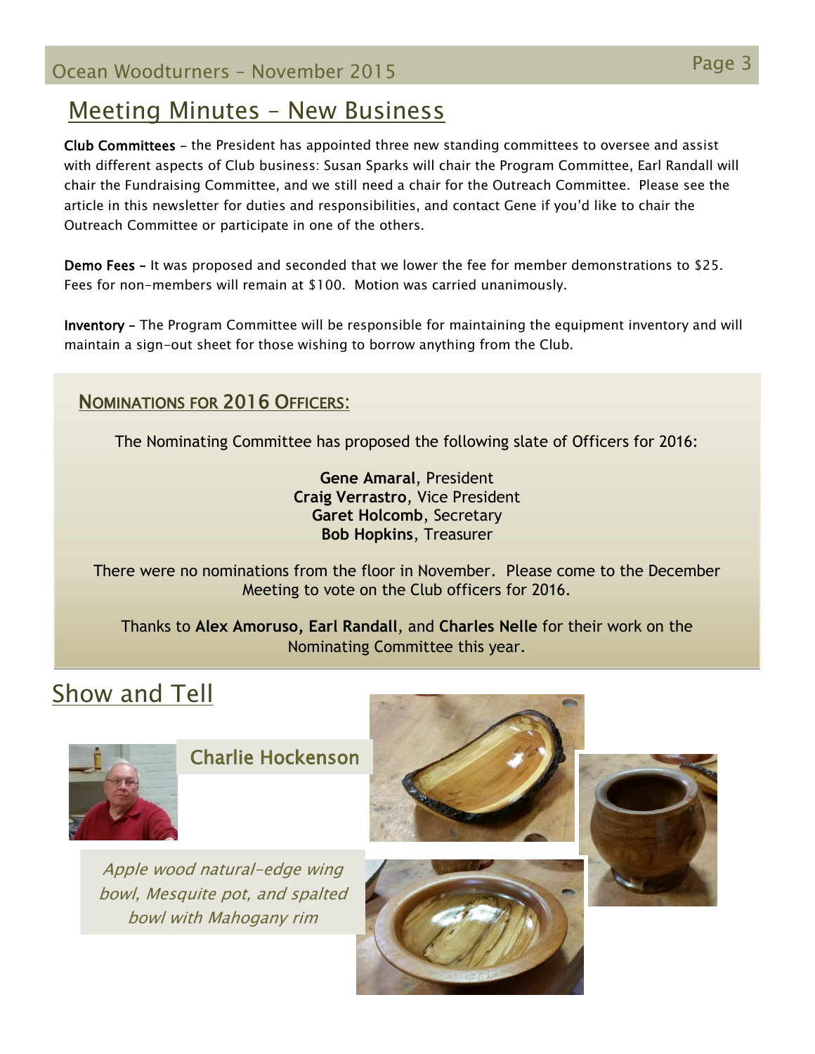## Meeting Minutes – New Business

**Club Committees** – the President has appointed three new standing committees to oversee and assist with different aspects of Club business: Susan Sparks will chair the Program Committee, Earl Randall will chair the Fundraising Committee, and we still need a chair for the Outreach Committee. Please see the article in this newsletter for duties and responsibilities, and contact Gene if you'd like to chair the Outreach Committee or participate in one of the others.

**Demo Fees** – It was proposed and seconded that we lower the fee for member demonstrations to $25. Fees for non-members will remain at $100. Motion was carried unanimously.

**Inventory** – The Program Committee will be responsible for maintaining the equipment inventory and will maintain a sign-out sheet for those wishing to borrow anything from the Club.

### Nominations for 2016 Officers:

The Nominating Committee has proposed the following slate of Officers for 2016:

**Gene Amaral**, President
**Craig Verrastro**, Vice President
**Garet Holcomb**, Secretary
**Bob Hopkins**, Treasurer

There were no nominations from the floor in November. Please come to the December Meeting to vote on the Club officers for 2016.

Thanks to **Alex Amoruso, Earl Randall**, and **Charles Nelle** for their work on the Nominating Committee this year.

## Show and Tell

### Charlie Hockenson

*Apple wood natural-edge wing bowl, Mesquite pot, and spalted bowl with Mahogany rim*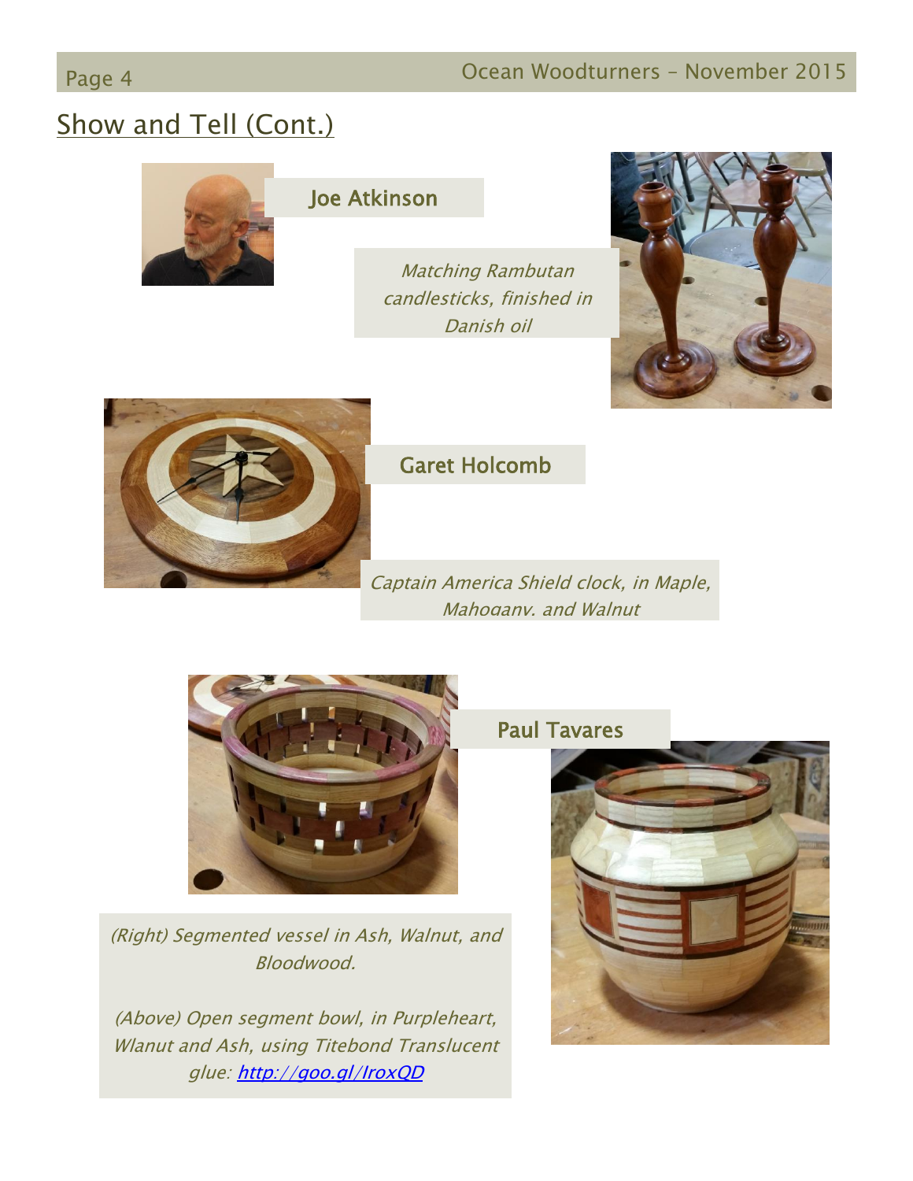## Show and Tell (Cont.)

### Joe Atkinson

*Matching Rambutan candlesticks, finished in Danish oil*

### Garet Holcomb

*Captain America Shield clock, in Maple, Mahogany, and Walnut*

### Paul Tavares

*(Right) Segmented vessel in Ash, Walnut, and Bloodwood.*

*(Above) Open segment bowl, in Purpleheart, Wlanut and Ash, using Titebond Translucent glue: [http://goo.gl/IroxQD](http://goo.gl/IroxQD)*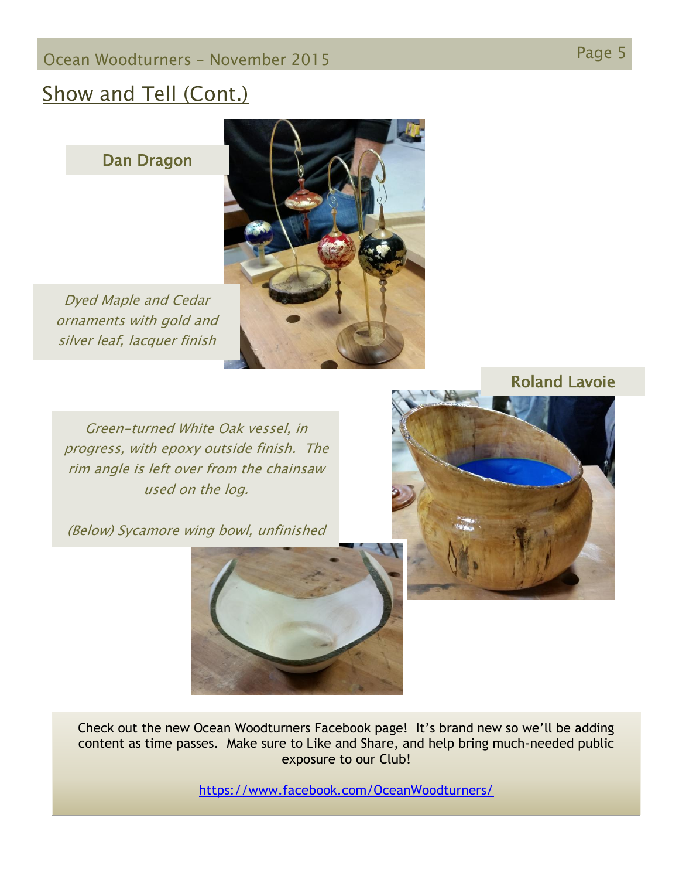## Show and Tell (Cont.)

### Dan Dragon

*Dyed Maple and Cedar ornaments with gold and silver leaf, lacquer finish*

### Roland Lavoie

*Green-turned White Oak vessel, in progress, with epoxy outside finish. The rim angle is left over from the chainsaw used on the log.*

*(Below) Sycamore wing bowl, unfinished*

Check out the new Ocean Woodturners Facebook page! It's brand new so we'll be adding content as time passes. Make sure to Like and Share, and help bring much-needed public exposure to our Club!

https://www.facebook.com/OceanWoodturners/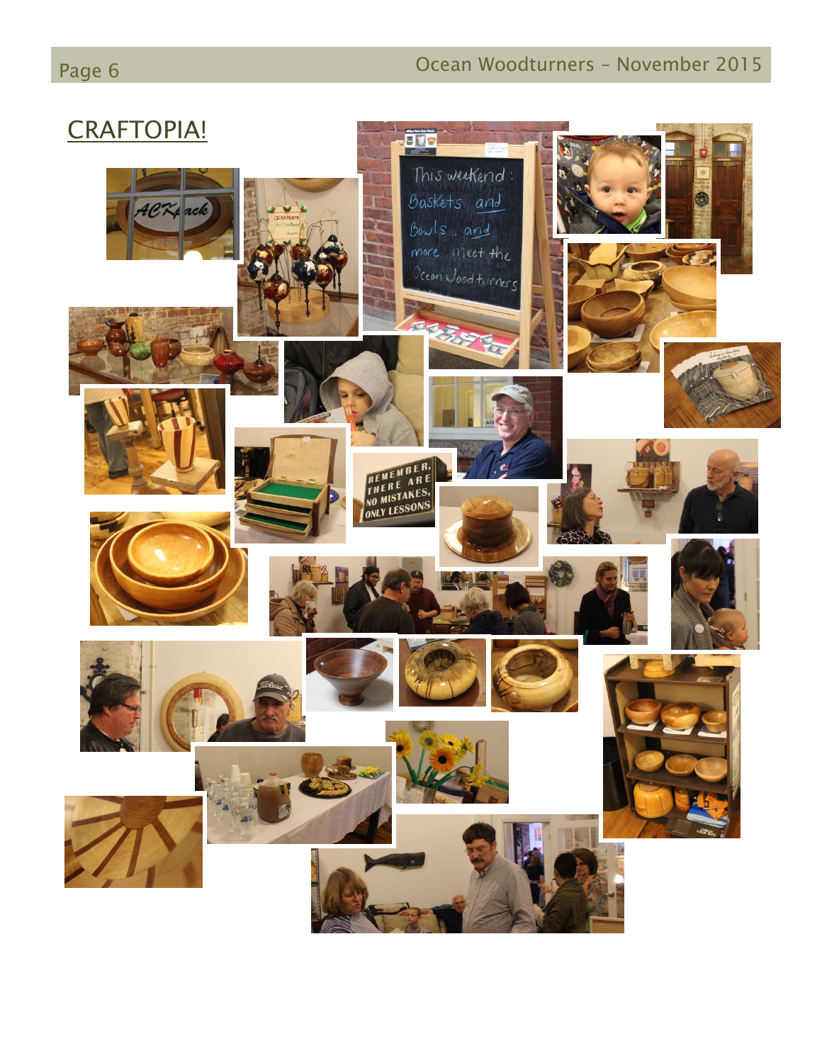# CRAFTOPIA!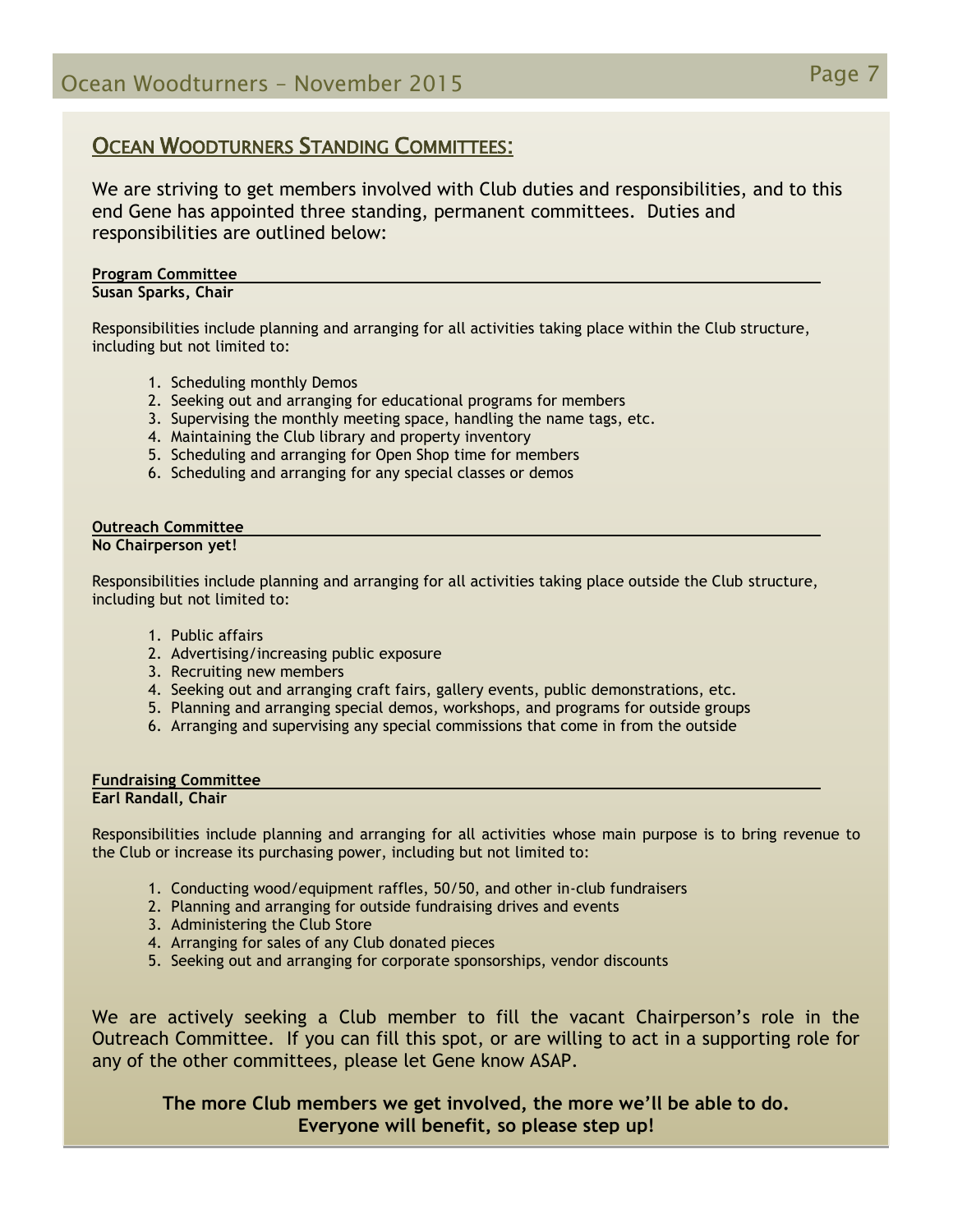## Ocean Woodturners Standing Committees:

We are striving to get members involved with Club duties and responsibilities, and to this end Gene has appointed three standing, permanent committees. Duties and responsibilities are outlined below:

### Program Committee

**Susan Sparks, Chair**

Responsibilities include planning and arranging for all activities taking place within the Club structure, including but not limited to:

1. Scheduling monthly Demos
2. Seeking out and arranging for educational programs for members
3. Supervising the monthly meeting space, handling the name tags, etc.
4. Maintaining the Club library and property inventory
5. Scheduling and arranging for Open Shop time for members
6. Scheduling and arranging for any special classes or demos

### Outreach Committee

**No Chairperson yet!**

Responsibilities include planning and arranging for all activities taking place outside the Club structure, including but not limited to:

1. Public affairs
2. Advertising/increasing public exposure
3. Recruiting new members
4. Seeking out and arranging craft fairs, gallery events, public demonstrations, etc.
5. Planning and arranging special demos, workshops, and programs for outside groups
6. Arranging and supervising any special commissions that come in from the outside

### Fundraising Committee

**Earl Randall, Chair**

Responsibilities include planning and arranging for all activities whose main purpose is to bring revenue to the Club or increase its purchasing power, including but not limited to:

1. Conducting wood/equipment raffles, 50/50, and other in-club fundraisers
2. Planning and arranging for outside fundraising drives and events
3. Administering the Club Store
4. Arranging for sales of any Club donated pieces
5. Seeking out and arranging for corporate sponsorships, vendor discounts

We are actively seeking a Club member to fill the vacant Chairperson's role in the Outreach Committee. If you can fill this spot, or are willing to act in a supporting role for any of the other committees, please let Gene know ASAP.

**The more Club members we get involved, the more we'll be able to do.
Everyone will benefit, so please step up!**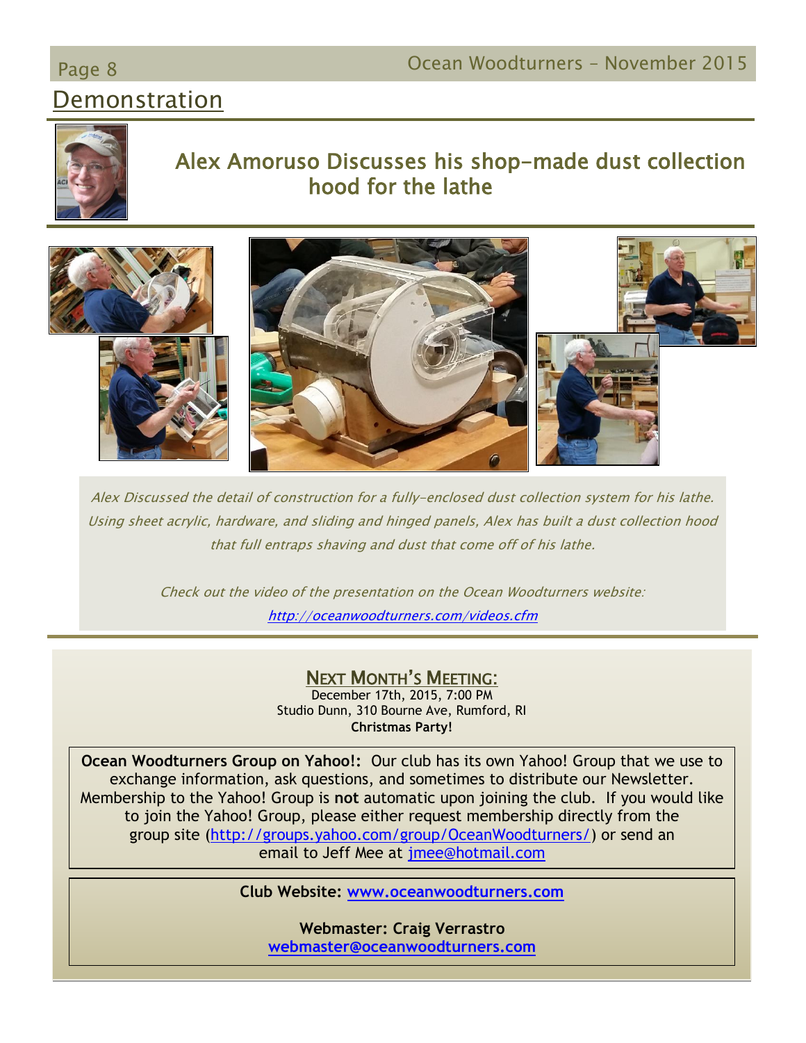## Demonstration

### Alex Amoruso Discusses his shop-made dust collection hood for the lathe

*Alex Discussed the detail of construction for a fully-enclosed dust collection system for his lathe. Using sheet acrylic, hardware, and sliding and hinged panels, Alex has built a dust collection hood that full entraps shaving and dust that come off of his lathe.*

*Check out the video of the presentation on the Ocean Woodturners website:*
*[http://oceanwoodturners.com/videos.cfm](http://oceanwoodturners.com/videos.cfm)*

---

### Next Month's Meeting:

December 17th, 2015, 7:00 PM
Studio Dunn, 310 Bourne Ave, Rumford, RI
**Christmas Party!**

**Ocean Woodturners Group on Yahoo!:** Our club has its own Yahoo! Group that we use to exchange information, ask questions, and sometimes to distribute our Newsletter. Membership to the Yahoo! Group is **not** automatic upon joining the club. If you would like to join the Yahoo! Group, please either request membership directly from the group site (http://groups.yahoo.com/group/OceanWoodturners/) or send an email to Jeff Mee at jmee@hotmail.com

**Club Website: www.oceanwoodturners.com**

**Webmaster: Craig Verrastro**
**webmaster@oceanwoodturners.com**